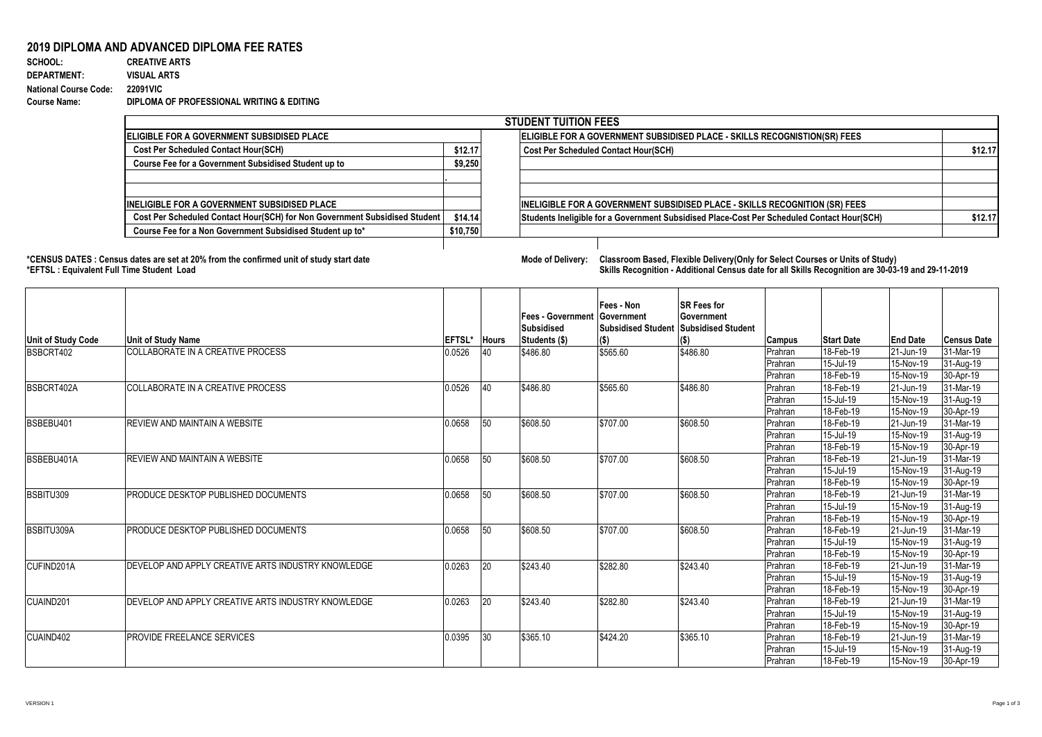# 2019 DIPLOMA AND ADVANCED DIPLOMA FEE RATES

**SCHOOL:** CREATIVE ARTS
**DEPARTMENT:** VISUAL ARTS
**National Course Code:** 22091VIC
**Course Name:** DIPLOMA OF PROFESSIONAL WRITING & EDITING

| STUDENT TUITION FEES | | | |
|---|---|---|---|
| **ELIGIBLE FOR A GOVERNMENT SUBSIDISED PLACE** | | **ELIGIBLE FOR A GOVERNMENT SUBSIDISED PLACE - SKILLS RECOGNISTION(SR) FEES** | |
| Cost Per Scheduled Contact Hour(SCH) | $12.17 | Cost Per Scheduled Contact Hour(SCH) | $12.17 |
| Course Fee for a Government Subsidised Student up to | $9,250 | | |
| | . | | |
| | | | |
| **INELIGIBLE FOR A GOVERNMENT SUBSIDISED PLACE** | | **INELIGIBLE FOR A GOVERNMENT SUBSIDISED PLACE - SKILLS RECOGNITION (SR) FEES** | |
| Cost Per Scheduled Contact Hour(SCH) for Non Government Subsidised Student | $14.14 | Students Ineligible for a Government Subsidised Place-Cost Per Scheduled Contact Hour(SCH) | $12.17 |
| Course Fee for a Non Government Subsidised Student up to* | $10,750 | | |

**\*CENSUS DATES : Census dates are set at 20% from the confirmed unit of study start date**
**\*EFTSL : Equivalent Full Time Student Load**

**Mode of Delivery:** Classroom Based, Flexible Delivery(Only for Select Courses or Units of Study)
Skills Recognition - Additional Census date for all Skills Recognition are 30-03-19 and 29-11-2019

| Unit of Study Code | Unit of Study Name | EFTSL* | Hours | Fees - Government Subsidised Students ($) | Fees - Non Government Subsidised Student ($) | SR Fees for Government Subsidised Student ($) | Campus | Start Date | End Date | Census Date |
|---|---|---|---|---|---|---|---|---|---|---|
| BSBCRT402 | COLLABORATE IN A CREATIVE PROCESS | 0.0526 | 40 | $486.80 | $565.60 | $486.80 | Prahran | 18-Feb-19 | 21-Jun-19 | 31-Mar-19 |
| | | | | | | | Prahran | 15-Jul-19 | 15-Nov-19 | 31-Aug-19 |
| | | | | | | | Prahran | 18-Feb-19 | 15-Nov-19 | 30-Apr-19 |
| BSBCRT402A | COLLABORATE IN A CREATIVE PROCESS | 0.0526 | 40 | $486.80 | $565.60 | $486.80 | Prahran | 18-Feb-19 | 21-Jun-19 | 31-Mar-19 |
| | | | | | | | Prahran | 15-Jul-19 | 15-Nov-19 | 31-Aug-19 |
| | | | | | | | Prahran | 18-Feb-19 | 15-Nov-19 | 30-Apr-19 |
| BSBEBU401 | REVIEW AND MAINTAIN A WEBSITE | 0.0658 | 50 | $608.50 | $707.00 | $608.50 | Prahran | 18-Feb-19 | 21-Jun-19 | 31-Mar-19 |
| | | | | | | | Prahran | 15-Jul-19 | 15-Nov-19 | 31-Aug-19 |
| | | | | | | | Prahran | 18-Feb-19 | 15-Nov-19 | 30-Apr-19 |
| BSBEBU401A | REVIEW AND MAINTAIN A WEBSITE | 0.0658 | 50 | $608.50 | $707.00 | $608.50 | Prahran | 18-Feb-19 | 21-Jun-19 | 31-Mar-19 |
| | | | | | | | Prahran | 15-Jul-19 | 15-Nov-19 | 31-Aug-19 |
| | | | | | | | Prahran | 18-Feb-19 | 15-Nov-19 | 30-Apr-19 |
| BSBITU309 | PRODUCE DESKTOP PUBLISHED DOCUMENTS | 0.0658 | 50 | $608.50 | $707.00 | $608.50 | Prahran | 18-Feb-19 | 21-Jun-19 | 31-Mar-19 |
| | | | | | | | Prahran | 15-Jul-19 | 15-Nov-19 | 31-Aug-19 |
| | | | | | | | Prahran | 18-Feb-19 | 15-Nov-19 | 30-Apr-19 |
| BSBITU309A | PRODUCE DESKTOP PUBLISHED DOCUMENTS | 0.0658 | 50 | $608.50 | $707.00 | $608.50 | Prahran | 18-Feb-19 | 21-Jun-19 | 31-Mar-19 |
| | | | | | | | Prahran | 15-Jul-19 | 15-Nov-19 | 31-Aug-19 |
| | | | | | | | Prahran | 18-Feb-19 | 15-Nov-19 | 30-Apr-19 |
| CUFIND201A | DEVELOP AND APPLY CREATIVE ARTS INDUSTRY KNOWLEDGE | 0.0263 | 20 | $243.40 | $282.80 | $243.40 | Prahran | 18-Feb-19 | 21-Jun-19 | 31-Mar-19 |
| | | | | | | | Prahran | 15-Jul-19 | 15-Nov-19 | 31-Aug-19 |
| | | | | | | | Prahran | 18-Feb-19 | 15-Nov-19 | 30-Apr-19 |
| CUAIND201 | DEVELOP AND APPLY CREATIVE ARTS INDUSTRY KNOWLEDGE | 0.0263 | 20 | $243.40 | $282.80 | $243.40 | Prahran | 18-Feb-19 | 21-Jun-19 | 31-Mar-19 |
| | | | | | | | Prahran | 15-Jul-19 | 15-Nov-19 | 31-Aug-19 |
| | | | | | | | Prahran | 18-Feb-19 | 15-Nov-19 | 30-Apr-19 |
| CUAIND402 | PROVIDE FREELANCE SERVICES | 0.0395 | 30 | $365.10 | $424.20 | $365.10 | Prahran | 18-Feb-19 | 21-Jun-19 | 31-Mar-19 |
| | | | | | | | Prahran | 15-Jul-19 | 15-Nov-19 | 31-Aug-19 |
| | | | | | | | Prahran | 18-Feb-19 | 15-Nov-19 | 30-Apr-19 |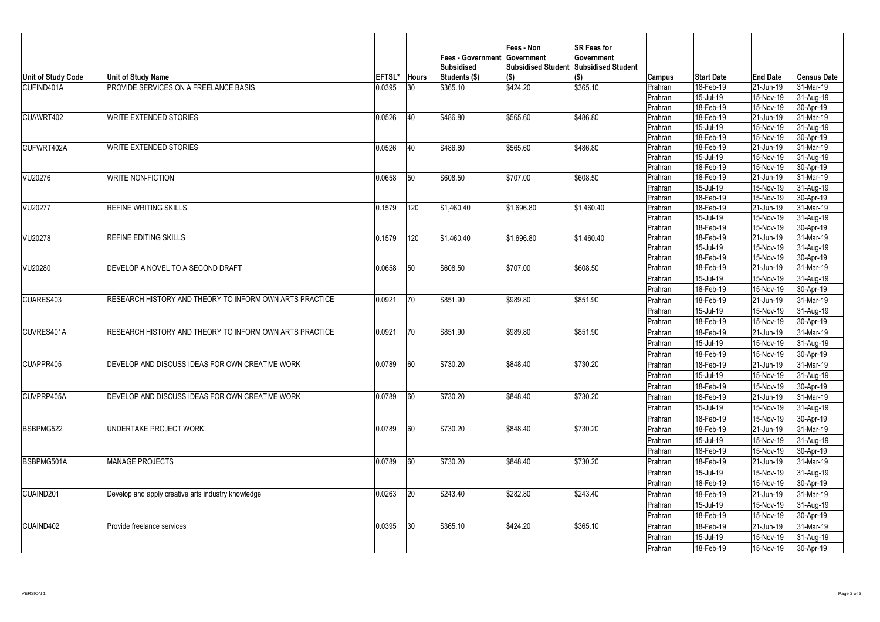| Unit of Study Code | Unit of Study Name | EFTSL* | Hours | Fees - Government Subsidised Students ($) | Fees - Non Government Subsidised Student ($) | SR Fees for Government Subsidised Student ($) | Campus | Start Date | End Date | Census Date |
|---|---|---|---|---|---|---|---|---|---|---|
| CUFIND401A | PROVIDE SERVICES ON A FREELANCE BASIS | 0.0395 | 30 | $365.10 | $424.20 | $365.10 | Prahran | 18-Feb-19 | 21-Jun-19 | 31-Mar-19 |
| | | | | | | | Prahran | 15-Jul-19 | 15-Nov-19 | 31-Aug-19 |
| | | | | | | | Prahran | 18-Feb-19 | 15-Nov-19 | 30-Apr-19 |
| CUAWRT402 | WRITE EXTENDED STORIES | 0.0526 | 40 | $486.80 | $565.60 | $486.80 | Prahran | 18-Feb-19 | 21-Jun-19 | 31-Mar-19 |
| | | | | | | | Prahran | 15-Jul-19 | 15-Nov-19 | 31-Aug-19 |
| | | | | | | | Prahran | 18-Feb-19 | 15-Nov-19 | 30-Apr-19 |
| CUFWRT402A | WRITE EXTENDED STORIES | 0.0526 | 40 | $486.80 | $565.60 | $486.80 | Prahran | 18-Feb-19 | 21-Jun-19 | 31-Mar-19 |
| | | | | | | | Prahran | 15-Jul-19 | 15-Nov-19 | 31-Aug-19 |
| | | | | | | | Prahran | 18-Feb-19 | 15-Nov-19 | 30-Apr-19 |
| VU20276 | WRITE NON-FICTION | 0.0658 | 50 | $608.50 | $707.00 | $608.50 | Prahran | 18-Feb-19 | 21-Jun-19 | 31-Mar-19 |
| | | | | | | | Prahran | 15-Jul-19 | 15-Nov-19 | 31-Aug-19 |
| | | | | | | | Prahran | 18-Feb-19 | 15-Nov-19 | 30-Apr-19 |
| VU20277 | REFINE WRITING SKILLS | 0.1579 | 120 | $1,460.40 | $1,696.80 | $1,460.40 | Prahran | 18-Feb-19 | 21-Jun-19 | 31-Mar-19 |
| | | | | | | | Prahran | 15-Jul-19 | 15-Nov-19 | 31-Aug-19 |
| | | | | | | | Prahran | 18-Feb-19 | 15-Nov-19 | 30-Apr-19 |
| VU20278 | REFINE EDITING SKILLS | 0.1579 | 120 | $1,460.40 | $1,696.80 | $1,460.40 | Prahran | 18-Feb-19 | 21-Jun-19 | 31-Mar-19 |
| | | | | | | | Prahran | 15-Jul-19 | 15-Nov-19 | 31-Aug-19 |
| | | | | | | | Prahran | 18-Feb-19 | 15-Nov-19 | 30-Apr-19 |
| VU20280 | DEVELOP A NOVEL TO A SECOND DRAFT | 0.0658 | 50 | $608.50 | $707.00 | $608.50 | Prahran | 18-Feb-19 | 21-Jun-19 | 31-Mar-19 |
| | | | | | | | Prahran | 15-Jul-19 | 15-Nov-19 | 31-Aug-19 |
| | | | | | | | Prahran | 18-Feb-19 | 15-Nov-19 | 30-Apr-19 |
| CUARES403 | RESEARCH HISTORY AND THEORY TO INFORM OWN ARTS PRACTICE | 0.0921 | 70 | $851.90 | $989.80 | $851.90 | Prahran | 18-Feb-19 | 21-Jun-19 | 31-Mar-19 |
| | | | | | | | Prahran | 15-Jul-19 | 15-Nov-19 | 31-Aug-19 |
| | | | | | | | Prahran | 18-Feb-19 | 15-Nov-19 | 30-Apr-19 |
| CUVRES401A | RESEARCH HISTORY AND THEORY TO INFORM OWN ARTS PRACTICE | 0.0921 | 70 | $851.90 | $989.80 | $851.90 | Prahran | 18-Feb-19 | 21-Jun-19 | 31-Mar-19 |
| | | | | | | | Prahran | 15-Jul-19 | 15-Nov-19 | 31-Aug-19 |
| | | | | | | | Prahran | 18-Feb-19 | 15-Nov-19 | 30-Apr-19 |
| CUAPPR405 | DEVELOP AND DISCUSS IDEAS FOR OWN CREATIVE WORK | 0.0789 | 60 | $730.20 | $848.40 | $730.20 | Prahran | 18-Feb-19 | 21-Jun-19 | 31-Mar-19 |
| | | | | | | | Prahran | 15-Jul-19 | 15-Nov-19 | 31-Aug-19 |
| | | | | | | | Prahran | 18-Feb-19 | 15-Nov-19 | 30-Apr-19 |
| CUVPRP405A | DEVELOP AND DISCUSS IDEAS FOR OWN CREATIVE WORK | 0.0789 | 60 | $730.20 | $848.40 | $730.20 | Prahran | 18-Feb-19 | 21-Jun-19 | 31-Mar-19 |
| | | | | | | | Prahran | 15-Jul-19 | 15-Nov-19 | 31-Aug-19 |
| | | | | | | | Prahran | 18-Feb-19 | 15-Nov-19 | 30-Apr-19 |
| BSBPMG522 | UNDERTAKE PROJECT WORK | 0.0789 | 60 | $730.20 | $848.40 | $730.20 | Prahran | 18-Feb-19 | 21-Jun-19 | 31-Mar-19 |
| | | | | | | | Prahran | 15-Jul-19 | 15-Nov-19 | 31-Aug-19 |
| | | | | | | | Prahran | 18-Feb-19 | 15-Nov-19 | 30-Apr-19 |
| BSBPMG501A | MANAGE PROJECTS | 0.0789 | 60 | $730.20 | $848.40 | $730.20 | Prahran | 18-Feb-19 | 21-Jun-19 | 31-Mar-19 |
| | | | | | | | Prahran | 15-Jul-19 | 15-Nov-19 | 31-Aug-19 |
| | | | | | | | Prahran | 18-Feb-19 | 15-Nov-19 | 30-Apr-19 |
| CUAIND201 | Develop and apply creative arts industry knowledge | 0.0263 | 20 | $243.40 | $282.80 | $243.40 | Prahran | 18-Feb-19 | 21-Jun-19 | 31-Mar-19 |
| | | | | | | | Prahran | 15-Jul-19 | 15-Nov-19 | 31-Aug-19 |
| | | | | | | | Prahran | 18-Feb-19 | 15-Nov-19 | 30-Apr-19 |
| CUAIND402 | Provide freelance services | 0.0395 | 30 | $365.10 | $424.20 | $365.10 | Prahran | 18-Feb-19 | 21-Jun-19 | 31-Mar-19 |
| | | | | | | | Prahran | 15-Jul-19 | 15-Nov-19 | 31-Aug-19 |
| | | | | | | | Prahran | 18-Feb-19 | 15-Nov-19 | 30-Apr-19 |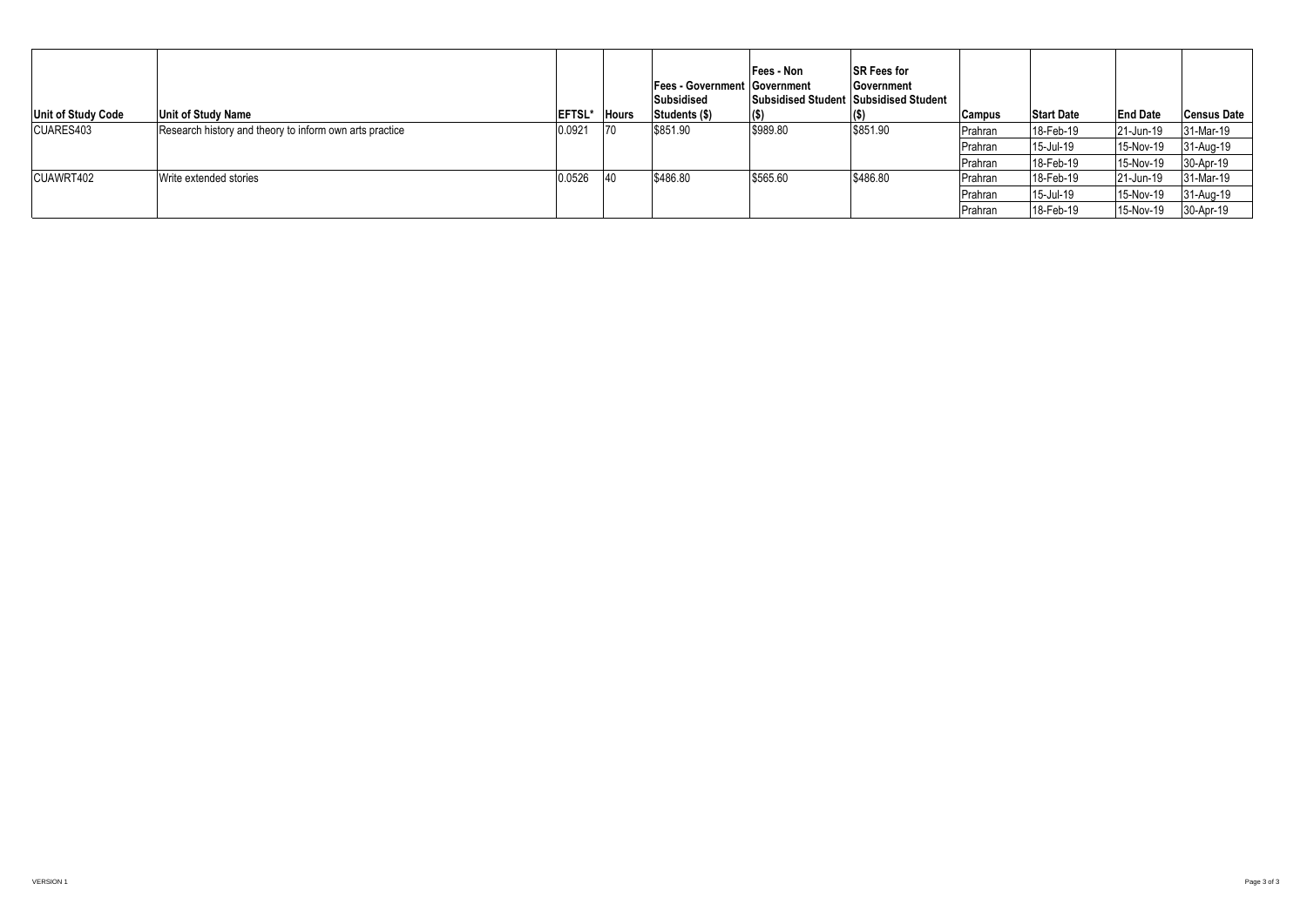| Unit of Study Code | Unit of Study Name | EFTSL* | Hours | Fees - Government Subsidised Students ($) | Fees - Non Government Subsidised Student ($) | SR Fees for Government Subsidised Student ($) | Campus | Start Date | End Date | Census Date |
|---|---|---|---|---|---|---|---|---|---|---|
| CUARES403 | Research history and theory to inform own arts practice | 0.0921 | 70 | $851.90 | $989.80 | $851.90 | Prahran | 18-Feb-19 | 21-Jun-19 | 31-Mar-19 |
| | | | | | | | Prahran | 15-Jul-19 | 15-Nov-19 | 31-Aug-19 |
| | | | | | | | Prahran | 18-Feb-19 | 15-Nov-19 | 30-Apr-19 |
| CUAWRT402 | Write extended stories | 0.0526 | 40 | $486.80 | $565.60 | $486.80 | Prahran | 18-Feb-19 | 21-Jun-19 | 31-Mar-19 |
| | | | | | | | Prahran | 15-Jul-19 | 15-Nov-19 | 31-Aug-19 |
| | | | | | | | Prahran | 18-Feb-19 | 15-Nov-19 | 30-Apr-19 |

VERSION 1